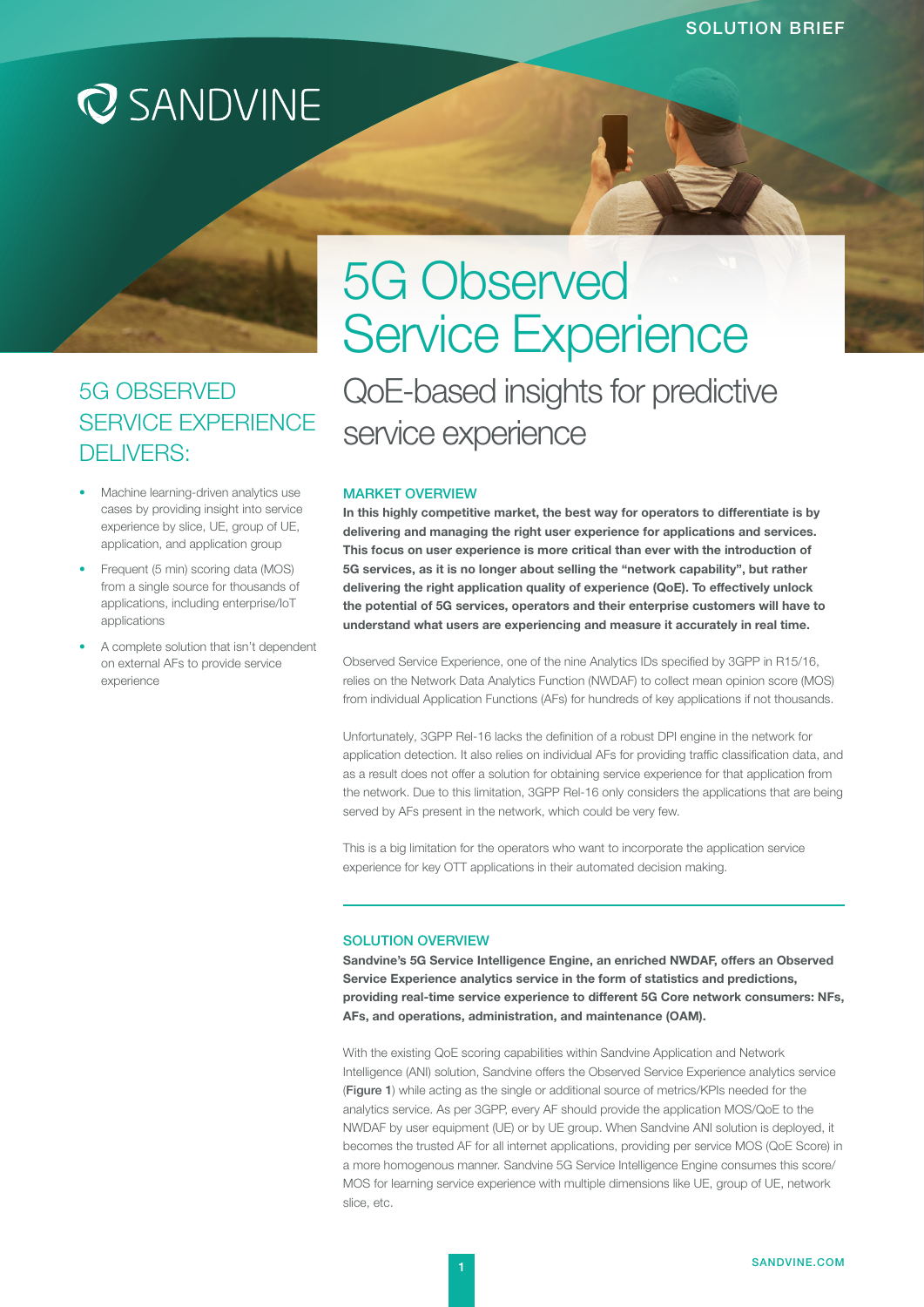SOLUTION BRIEF

SANDVINE

# 5G Observed Service Experience

## QoE-based insights for predictive service experience

### 5G OBSERVED SERVICE EXPERIENCE DELIVERS:

- Machine learning-driven analytics use cases by providing insight into service experience by slice, UE, group of UE, application, and application group
- Frequent (5 min) scoring data (MOS) from a single source for thousands of applications, including enterprise/IoT applications
- A complete solution that isn't dependent on external AFs to provide service experience

### MARKET OVERVIEW

**In this highly competitive market, the best way for operators to differentiate is by delivering and managing the right user experience for applications and services. This focus on user experience is more critical than ever with the introduction of 5G services, as it is no longer about selling the "network capability", but rather delivering the right application quality of experience (QoE). To effectively unlock the potential of 5G services, operators and their enterprise customers will have to understand what users are experiencing and measure it accurately in real time.**

Observed Service Experience, one of the nine Analytics IDs specified by 3GPP in R15/16, relies on the Network Data Analytics Function (NWDAF) to collect mean opinion score (MOS) from individual Application Functions (AFs) for hundreds of key applications if not thousands.

Unfortunately, 3GPP Rel-16 lacks the definition of a robust DPI engine in the network for application detection. It also relies on individual AFs for providing traffic classification data, and as a result does not offer a solution for obtaining service experience for that application from the network. Due to this limitation, 3GPP Rel-16 only considers the applications that are being served by AFs present in the network, which could be very few.

This is a big limitation for the operators who want to incorporate the application service experience for key OTT applications in their automated decision making.

### SOLUTION OVERVIEW

**Sandvine's 5G Service Intelligence Engine, an enriched NWDAF, offers an Observed Service Experience analytics service in the form of statistics and predictions, providing real-time service experience to different 5G Core network consumers: NFs, AFs, and operations, administration, and maintenance (OAM).**

With the existing QoE scoring capabilities within Sandvine Application and Network Intelligence (ANI) solution, Sandvine offers the Observed Service Experience analytics service (**Figure 1**) while acting as the single or additional source of metrics/KPIs needed for the analytics service. As per 3GPP, every AF should provide the application MOS/QoE to the NWDAF by user equipment (UE) or by UE group. When Sandvine ANI solution is deployed, it becomes the trusted AF for all internet applications, providing per service MOS (QoE Score) in a more homogenous manner. Sandvine 5G Service Intelligence Engine consumes this score/MOS for learning service experience with multiple dimensions like UE, group of UE, network slice, etc.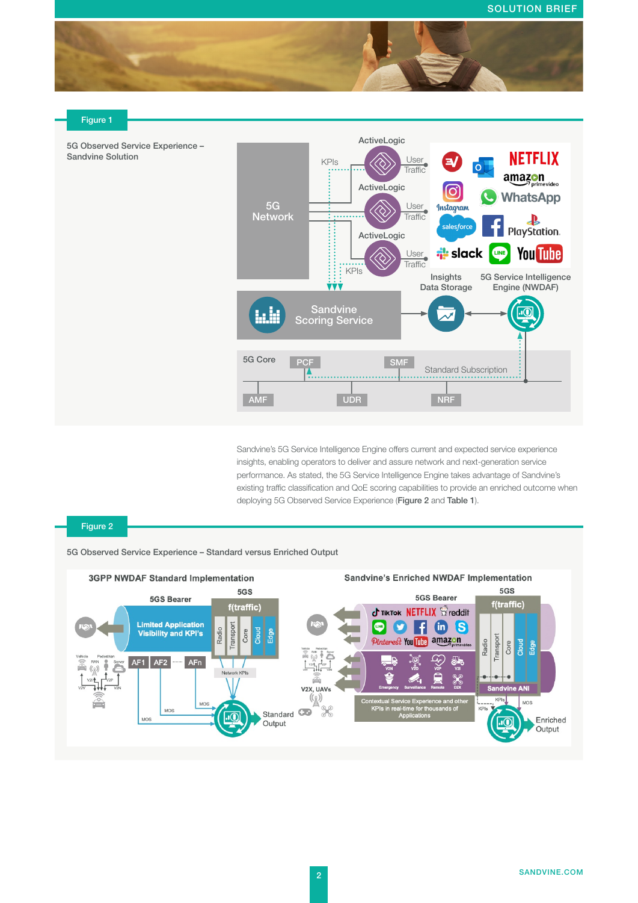## Figure 1

5G Observed Service Experience – Sandvine Solution

Sandvine's 5G Service Intelligence Engine offers current and expected service experience insights, enabling operators to deliver and assure network and next-generation service performance. As stated, the 5G Service Intelligence Engine takes advantage of Sandvine's existing traffic classification and QoE scoring capabilities to provide an enriched outcome when deploying 5G Observed Service Experience (**Figure 2** and **Table 1**).

## Figure 2

5G Observed Service Experience – Standard versus Enriched Output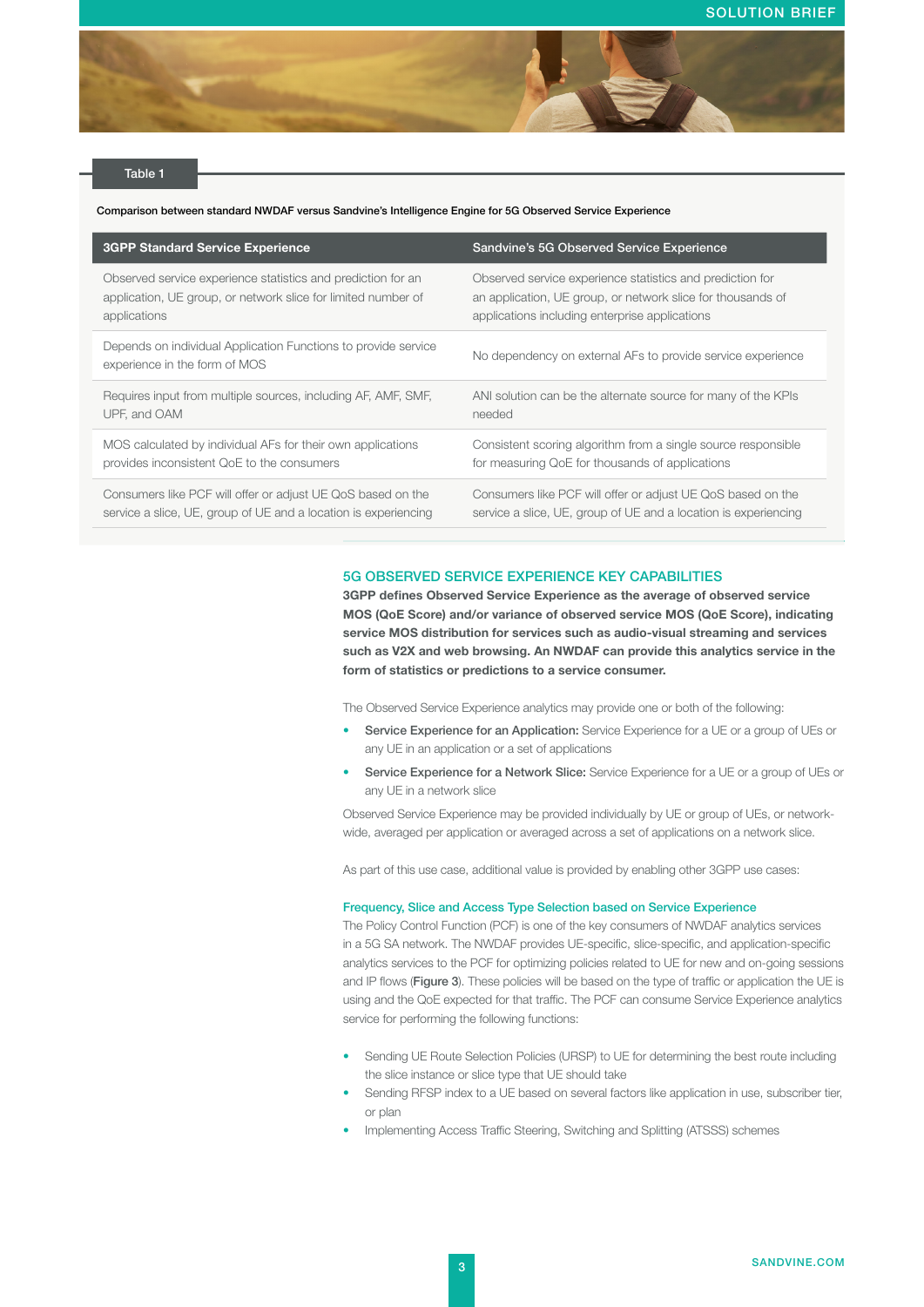Table 1

**Comparison between standard NWDAF versus Sandvine's Intelligence Engine for 5G Observed Service Experience**

| 3GPP Standard Service Experience | Sandvine's 5G Observed Service Experience |
| --- | --- |
| Observed service experience statistics and prediction for an application, UE group, or network slice for limited number of applications | Observed service experience statistics and prediction for an application, UE group, or network slice for thousands of applications including enterprise applications |
| Depends on individual Application Functions to provide service experience in the form of MOS | No dependency on external AFs to provide service experience |
| Requires input from multiple sources, including AF, AMF, SMF, UPF, and OAM | ANI solution can be the alternate source for many of the KPIs needed |
| MOS calculated by individual AFs for their own applications provides inconsistent QoE to the consumers | Consistent scoring algorithm from a single source responsible for measuring QoE for thousands of applications |
| Consumers like PCF will offer or adjust UE QoS based on the service a slice, UE, group of UE and a location is experiencing | Consumers like PCF will offer or adjust UE QoS based on the service a slice, UE, group of UE and a location is experiencing |

## 5G OBSERVED SERVICE EXPERIENCE KEY CAPABILITIES

**3GPP defines Observed Service Experience as the average of observed service MOS (QoE Score) and/or variance of observed service MOS (QoE Score), indicating service MOS distribution for services such as audio-visual streaming and services such as V2X and web browsing. An NWDAF can provide this analytics service in the form of statistics or predictions to a service consumer.**

The Observed Service Experience analytics may provide one or both of the following:

- **Service Experience for an Application:** Service Experience for a UE or a group of UEs or any UE in an application or a set of applications
- **Service Experience for a Network Slice:** Service Experience for a UE or a group of UEs or any UE in a network slice

Observed Service Experience may be provided individually by UE or group of UEs, or network-wide, averaged per application or averaged across a set of applications on a network slice.

As part of this use case, additional value is provided by enabling other 3GPP use cases:

### Frequency, Slice and Access Type Selection based on Service Experience

The Policy Control Function (PCF) is one of the key consumers of NWDAF analytics services in a 5G SA network. The NWDAF provides UE-specific, slice-specific, and application-specific analytics services to the PCF for optimizing policies related to UE for new and on-going sessions and IP flows (**Figure 3**). These policies will be based on the type of traffic or application the UE is using and the QoE expected for that traffic. The PCF can consume Service Experience analytics service for performing the following functions:

- Sending UE Route Selection Policies (URSP) to UE for determining the best route including the slice instance or slice type that UE should take
- Sending RFSP index to a UE based on several factors like application in use, subscriber tier, or plan
- Implementing Access Traffic Steering, Switching and Splitting (ATSSS) schemes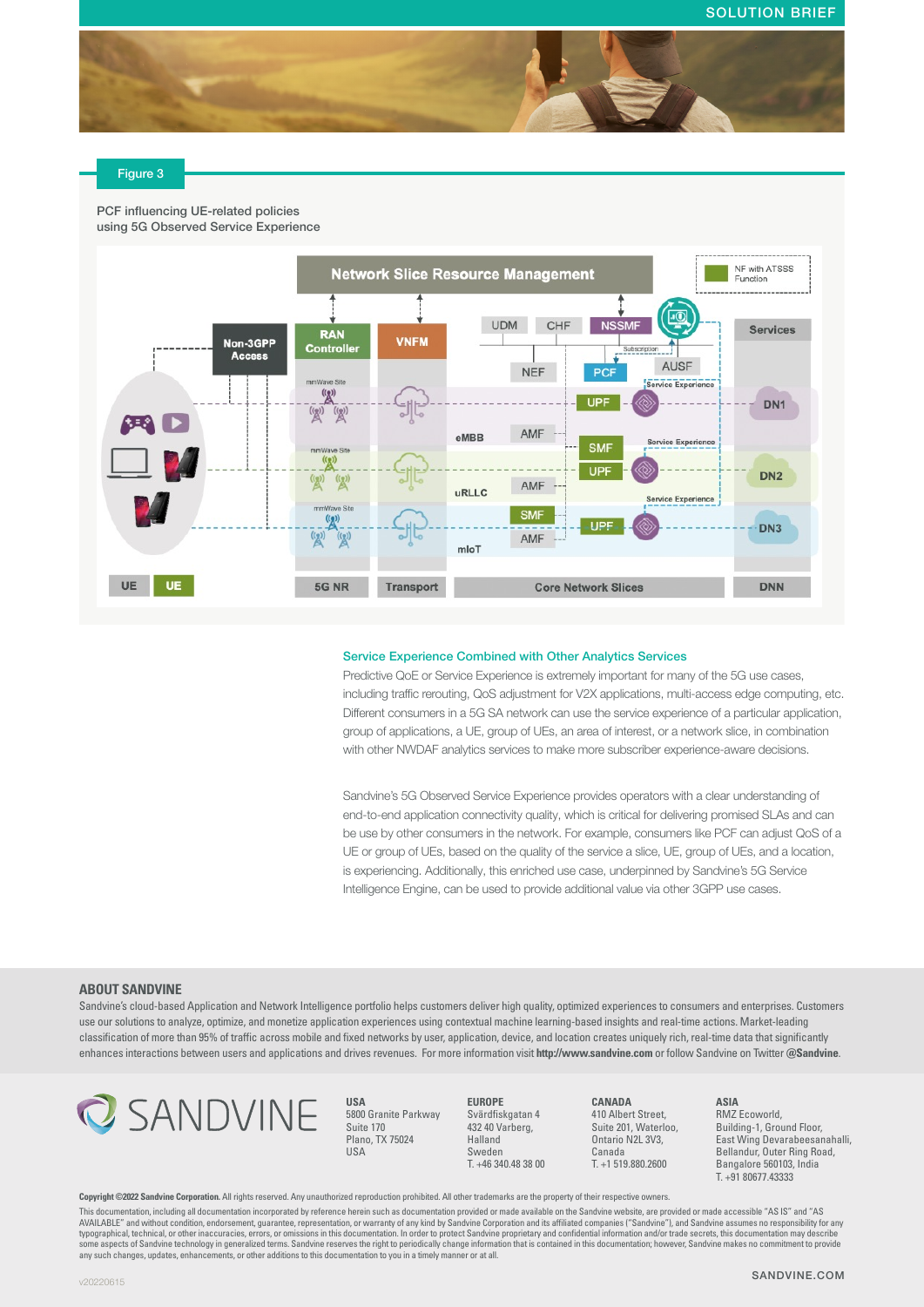Figure 3

PCF influencing UE-related policies using 5G Observed Service Experience

Network Slice Resource Management

NF with ATSSS Function

Non-3GPP Access

RAN Controller

VNFM

UDM

CHF

NSSMF

Subscription

AUSF

Services

NEF

PCF

Service Experience

mmWave Site

UPF

DN1

eMBB

AMF

SMF

Service Experience

UPF

DN2

AMF

uRLLC

Service Experience

SMF

UPF

DN3

AMF

mIoT

UE

UE

5G NR

Transport

Core Network Slices

DNN

### Service Experience Combined with Other Analytics Services

Predictive QoE or Service Experience is extremely important for many of the 5G use cases, including traffic rerouting, QoS adjustment for V2X applications, multi-access edge computing, etc. Different consumers in a 5G SA network can use the service experience of a particular application, group of applications, a UE, group of UEs, an area of interest, or a network slice, in combination with other NWDAF analytics services to make more subscriber experience-aware decisions.

Sandvine's 5G Observed Service Experience provides operators with a clear understanding of end-to-end application connectivity quality, which is critical for delivering promised SLAs and can be use by other consumers in the network. For example, consumers like PCF can adjust QoS of a UE or group of UEs, based on the quality of the service a slice, UE, group of UEs, and a location, is experiencing. Additionally, this enriched use case, underpinned by Sandvine's 5G Service Intelligence Engine, can be used to provide additional value via other 3GPP use cases.

## ABOUT SANDVINE

Sandvine's cloud-based Application and Network Intelligence portfolio helps customers deliver high quality, optimized experiences to consumers and enterprises. Customers use our solutions to analyze, optimize, and monetize application experiences using contextual machine learning-based insights and real-time actions. Market-leading classification of more than 95% of traffic across mobile and fixed networks by user, application, device, and location creates uniquely rich, real-time data that significantly enhances interactions between users and applications and drives revenues. For more information visit **http://www.sandvine.com** or follow Sandvine on Twitter **@Sandvine**.

SANDVINE

**USA**
5800 Granite Parkway
Suite 170
Plano, TX 75024
USA

**EUROPE**
Svärdfiskgatan 4
432 40 Varberg,
Halland
Sweden
T. +46 340.48 38 00

**CANADA**
410 Albert Street,
Suite 201, Waterloo,
Ontario N2L 3V3,
Canada
T. +1 519.880.2600

**ASIA**
RMZ Ecoworld,
Building-1, Ground Floor,
East Wing Devarabeesanahalli,
Bellandur, Outer Ring Road,
Bangalore 560103, India
T. +91 80677.43333

**Copyright ©2022 Sandvine Corporation.** All rights reserved. Any unauthorized reproduction prohibited. All other trademarks are the property of their respective owners.

This documentation, including all documentation incorporated by reference herein such as documentation provided or made available on the Sandvine website, are provided or made accessible "AS IS" and "AS AVAILABLE" and without condition, endorsement, guarantee, representation, or warranty of any kind by Sandvine Corporation and its affiliated companies ("Sandvine"), and Sandvine assumes no responsibility for any typographical, technical, or other inaccuracies, errors, or omissions in this documentation. In order to protect Sandvine proprietary and confidential information and/or trade secrets, this documentation may describe some aspects of Sandvine technology in generalized terms. Sandvine reserves the right to periodically change information that is contained in this documentation; however, Sandvine makes no commitment to provide any such changes, updates, enhancements, or other additions to this documentation to you in a timely manner or at all.

v20220615

SANDVINE.COM